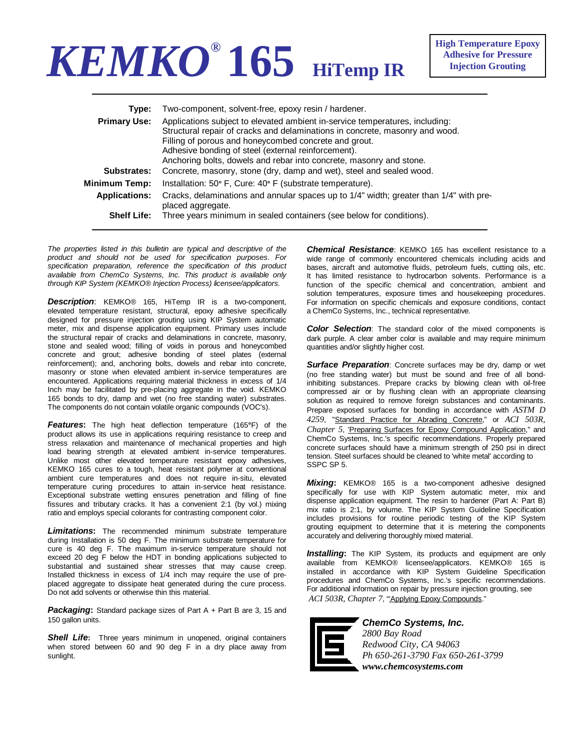# KEMKO® 165 HiTemp IR

**High Temperature Epoxy Adhesive for Pressure Injection Grouting**

| | |
|---|---|
| **Type:** | Two-component, solvent-free, epoxy resin / hardener. |
| **Primary Use:** | Applications subject to elevated ambient in-service temperatures, including: Structural repair of cracks and delaminations in concrete, masonry and wood. Filling of porous and honeycombed concrete and grout. Adhesive bonding of steel (external reinforcement). Anchoring bolts, dowels and rebar into concrete, masonry and stone. |
| **Substrates:** | Concrete, masonry, stone (dry, damp and wet), steel and sealed wood. |
| **Minimum Temp:** | Installation: 50° F, Cure: 40° F (substrate temperature). |
| **Applications:** | Cracks, delaminations and annular spaces up to 1/4" width; greater than 1/4" with pre-placed aggregate. |
| **Shelf Life:** | Three years minimum in sealed containers (see below for conditions). |

*The properties listed in this bulletin are typical and descriptive of the product and should not be used for specification purposes. For specification preparation, reference the specification of this product available from ChemCo Systems, Inc. This product is available only through KIP System (KEMKO® Injection Process) licensee/applicators.*

***Description***: KEMKO® 165, HiTemp IR is a two-component, elevated temperature resistant, structural, epoxy adhesive specifically designed for pressure injection grouting using KIP System automatic meter, mix and dispense application equipment. Primary uses include the structural repair of cracks and delaminations in concrete, masonry, stone and sealed wood; filling of voids in porous and honeycombed concrete and grout; adhesive bonding of steel plates (external reinforcement); and, anchoring bolts, dowels and rebar into concrete, masonry or stone when elevated ambient in-service temperatures are encountered. Applications requiring material thickness in excess of 1/4 Inch may be facilitated by pre-placing aggregate in the void. KEMKO 165 bonds to dry, damp and wet (no free standing water) substrates. The components do not contain volatile organic compounds (VOC's).

***Features*:** The high heat deflection temperature (165°F) of the product allows its use in applications requiring resistance to creep and stress relaxation and maintenance of mechanical properties and high load bearing strength at elevated ambient in-service temperatures. Unlike most other elevated temperature resistant epoxy adhesives, KEMKO 165 cures to a tough, heat resistant polymer at conventional ambient cure temperatures and does not require in-situ, elevated temperature curing procedures to attain in-service heat resistance. Exceptional substrate wetting ensures penetration and filling of fine fissures and tributary cracks. It has a convenient 2:1 (by vol.) mixing ratio and employs special colorants for contrasting component color.

***Limitations*:** The recommended minimum substrate temperature during Installation is 50 deg F. The minimum substrate temperature for cure is 40 deg F. The maximum in-service temperature should not exceed 20 deg F below the HDT in bonding applications subjected to substantial and sustained shear stresses that may cause creep. Installed thickness in excess of 1/4 inch may require the use of pre-placed aggregate to dissipate heat generated during the cure process. Do not add solvents or otherwise thin this material.

***Packaging*:** Standard package sizes of Part A + Part B are 3, 15 and 150 gallon units.

***Shell Life*:** Three years minimum in unopened, original containers when stored between 60 and 90 deg F in a dry place away from sunlight.

***Chemical Resistance***: KEMKO 165 has excellent resistance to a wide range of commonly encountered chemicals including acids and bases, aircraft and automotive fluids, petroleum fuels, cutting oils, etc. It has limited resistance to hydrocarbon solvents. Performance is a function of the specific chemical and concentration, ambient and solution temperatures, exposure times and housekeeping procedures. For information on specific chemicals and exposure conditions, contact a ChemCo Systems, Inc., technical representative.

***Color Selection***: The standard color of the mixed components is dark purple. A clear amber color is available and may require minimum quantities and/or slightly higher cost.

***Surface Preparation***: Concrete surfaces may be dry, damp or wet (no free standing water) but must be sound and free of all bond-inhibiting substances. Prepare cracks by blowing clean with oil-free compressed air or by flushing clean with an appropriate cleansing solution as required to remove foreign substances and contaminants. Prepare exposed surfaces for bonding in accordance with *ASTM D 4259*, "Standard Practice for Abrading Concrete," or *ACI 503R, Chapter 5*, 'Preparing Surfaces for Epoxy Compound Application," and ChemCo Systems, Inc.'s specific recommendations. Properly prepared concrete surfaces should have a minimum strength of 250 psi in direct tension. Steel surfaces should be cleaned to 'white metal' according to SSPC SP 5.

***Mixing*:** KEMKO® 165 is a two-component adhesive designed specifically for use with KIP System automatic meter, mix and dispense application equipment. The resin to hardener (Part A: Part B) mix ratio is 2:1, by volume. The KIP System Guideline Specification includes provisions for routine periodic testing of the KIP System grouting equipment to determine that it is metering the components accurately and delivering thoroughly mixed material.

***Installing*:** The KIP System, its products and equipment are only available from KEMKO® licensee/applicators. KEMKO® 165 is installed in accordance with KIP System Guideline Specification procedures and ChemCo Systems, Inc.'s specific recommendations. For additional information on repair by pressure injection grouting, see *ACI 503R, Chapter 7*, "'Applying Epoxy Compounds."

***ChemCo Systems, Inc.***
*2800 Bay Road*
*Redwood City, CA 94063*
*Ph 650-261-3790 Fax 650-261-3799*
***www.chemcosystems.com***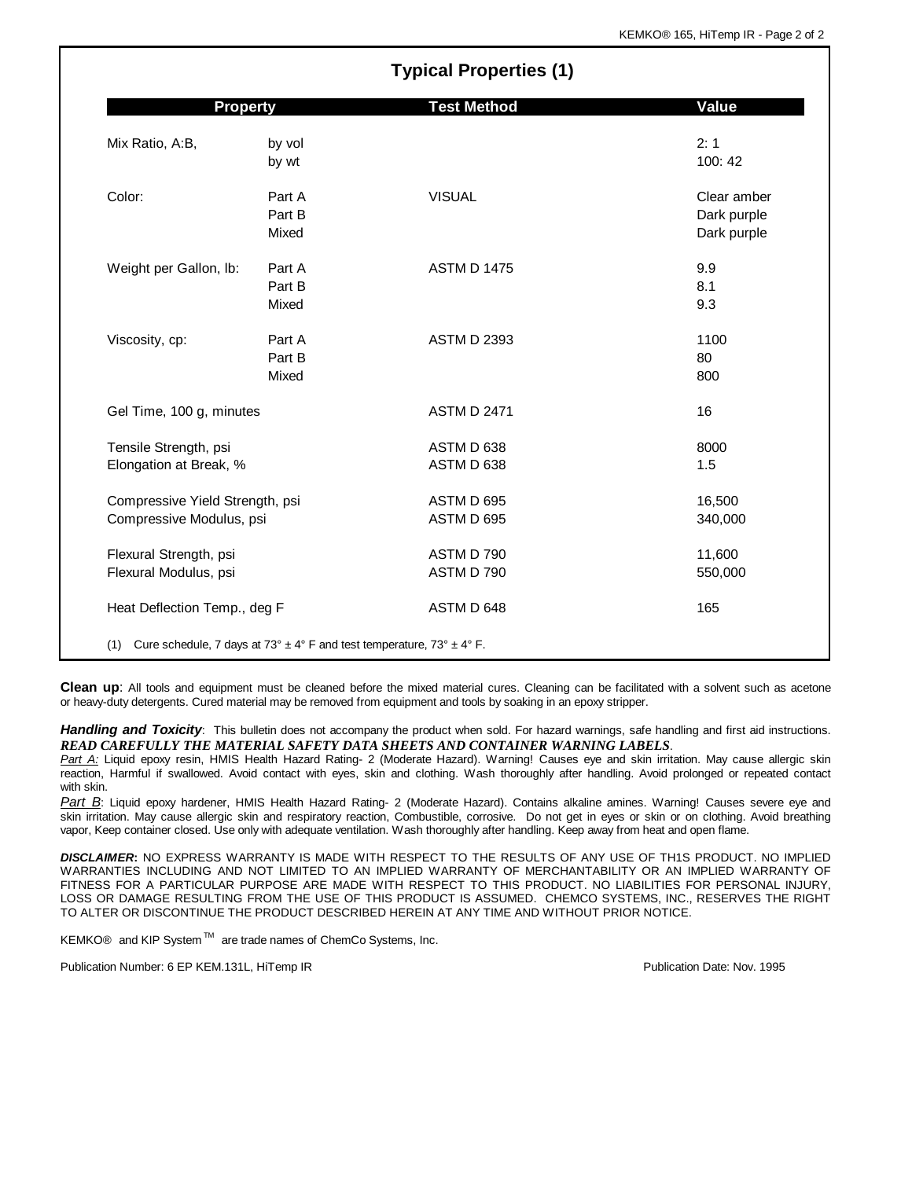## Typical Properties (1)

| Property | | Test Method | Value |
| --- | --- | --- | --- |
| Mix Ratio, A:B, | by vol | | 2: 1 |
| | by wt | | 100: 42 |
| Color: | Part A | VISUAL | Clear amber |
| | Part B | | Dark purple |
| | Mixed | | Dark purple |
| Weight per Gallon, lb: | Part A | ASTM D 1475 | 9.9 |
| | Part B | | 8.1 |
| | Mixed | | 9.3 |
| Viscosity, cp: | Part A | ASTM D 2393 | 1100 |
| | Part B | | 80 |
| | Mixed | | 800 |
| Gel Time, 100 g, minutes | | ASTM D 2471 | 16 |
| Tensile Strength, psi | | ASTM D 638 | 8000 |
| Elongation at Break, % | | ASTM D 638 | 1.5 |
| Compressive Yield Strength, psi | | ASTM D 695 | 16,500 |
| Compressive Modulus, psi | | ASTM D 695 | 340,000 |
| Flexural Strength, psi | | ASTM D 790 | 11,600 |
| Flexural Modulus, psi | | ASTM D 790 | 550,000 |
| Heat Deflection Temp., deg F | | ASTM D 648 | 165 |

(1) Cure schedule, 7 days at 73° ± 4° F and test temperature, 73° ± 4° F.

**Clean up**: All tools and equipment must be cleaned before the mixed material cures. Cleaning can be facilitated with a solvent such as acetone or heavy-duty detergents. Cured material may be removed from equipment and tools by soaking in an epoxy stripper.

***Handling and Toxicity***: This bulletin does not accompany the product when sold. For hazard warnings, safe handling and first aid instructions. ***READ CAREFULLY THE MATERIAL SAFETY DATA SHEETS AND CONTAINER WARNING LABELS***.

*Part A:* Liquid epoxy resin, HMIS Health Hazard Rating- 2 (Moderate Hazard). Warning! Causes eye and skin irritation. May cause allergic skin reaction, Harmful if swallowed. Avoid contact with eyes, skin and clothing. Wash thoroughly after handling. Avoid prolonged or repeated contact with skin.

*Part B*: Liquid epoxy hardener, HMIS Health Hazard Rating- 2 (Moderate Hazard). Contains alkaline amines. Warning! Causes severe eye and skin irritation. May cause allergic skin and respiratory reaction, Combustible, corrosive. Do not get in eyes or skin or on clothing. Avoid breathing vapor, Keep container closed. Use only with adequate ventilation. Wash thoroughly after handling. Keep away from heat and open flame.

***DISCLAIMER*:** NO EXPRESS WARRANTY IS MADE WITH RESPECT TO THE RESULTS OF ANY USE OF TH1S PRODUCT. NO IMPLIED WARRANTIES INCLUDING AND NOT LIMITED TO AN IMPLIED WARRANTY OF MERCHANTABILITY OR AN IMPLIED WARRANTY OF FITNESS FOR A PARTICULAR PURPOSE ARE MADE WITH RESPECT TO THIS PRODUCT. NO LIABILITIES FOR PERSONAL INJURY, LOSS OR DAMAGE RESULTING FROM THE USE OF THIS PRODUCT IS ASSUMED. CHEMCO SYSTEMS, INC., RESERVES THE RIGHT TO ALTER OR DISCONTINUE THE PRODUCT DESCRIBED HEREIN AT ANY TIME AND WITHOUT PRIOR NOTICE.

KEMKO® and KIP System™ are trade names of ChemCo Systems, Inc.

Publication Number: 6 EP KEM.131L, HiTemp IR

Publication Date: Nov. 1995